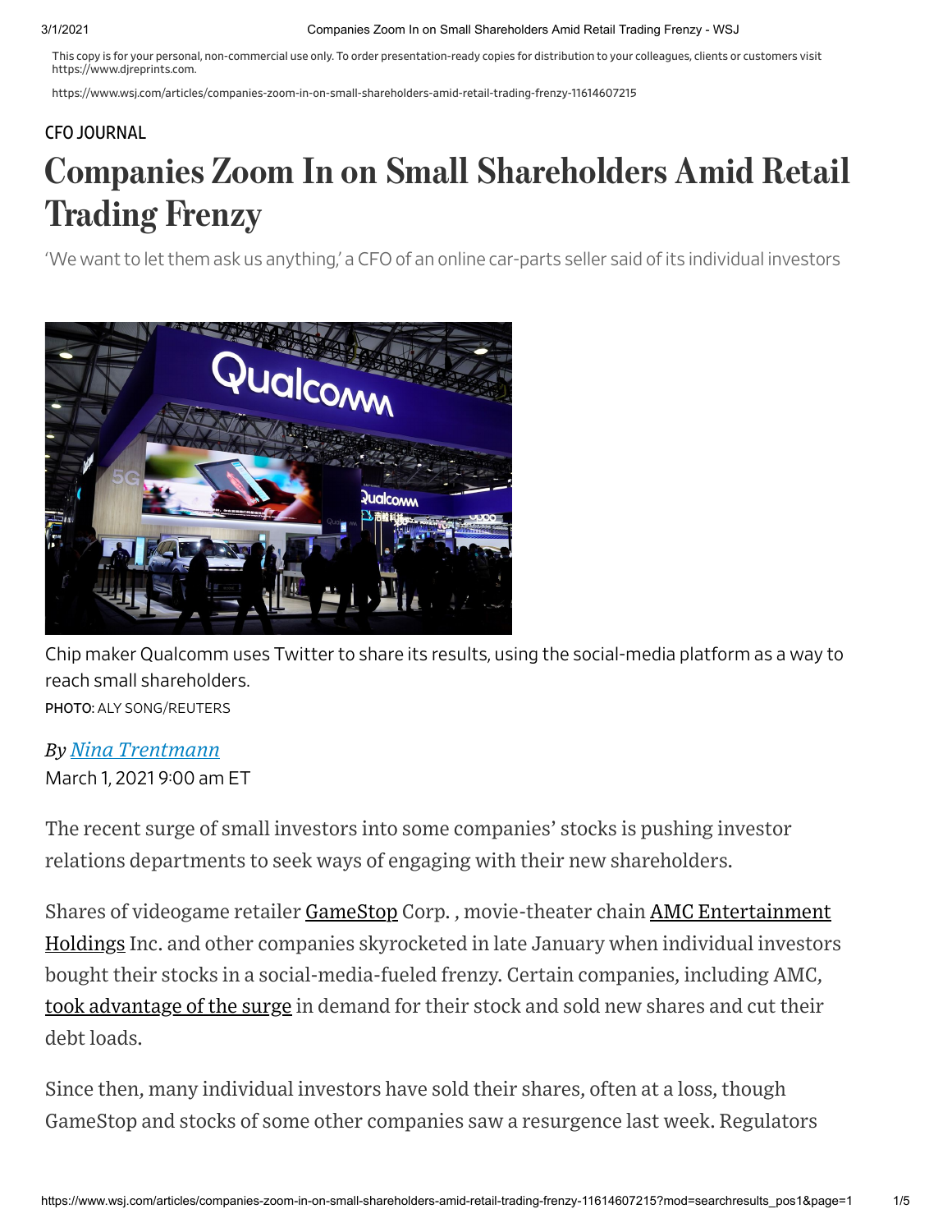This copy is for your personal, non-commercial use only. To order presentation-ready copies for distribution to your colleagues, clients or customers visit https://www.djreprints.com.

https://www.wsj.com/articles/companies-zoom-in-on-small-shareholders-amid-retail-trading-frenzy-11614607215

CFO JOURNAL

# Companies Zoom In on Small Shareholders Amid Retail Trading Frenzy

'We want to let them ask us anything,' a CFO of an online car-parts seller said of its individual investors

Chip maker Qualcomm uses Twitter to share its results, using the social-media platform as a way to reach small shareholders.

PHOTO: ALY SONG/REUTERS

*By Nina Trentmann*

March 1, 2021 9:00 am ET

The recent surge of small investors into some companies' stocks is pushing investor relations departments to seek ways of engaging with their new shareholders.

Shares of videogame retailer GameStop Corp. , movie-theater chain AMC Entertainment Holdings Inc. and other companies skyrocketed in late January when individual investors bought their stocks in a social-media-fueled frenzy. Certain companies, including AMC, took advantage of the surge in demand for their stock and sold new shares and cut their debt loads.

Since then, many individual investors have sold their shares, often at a loss, though GameStop and stocks of some other companies saw a resurgence last week. Regulators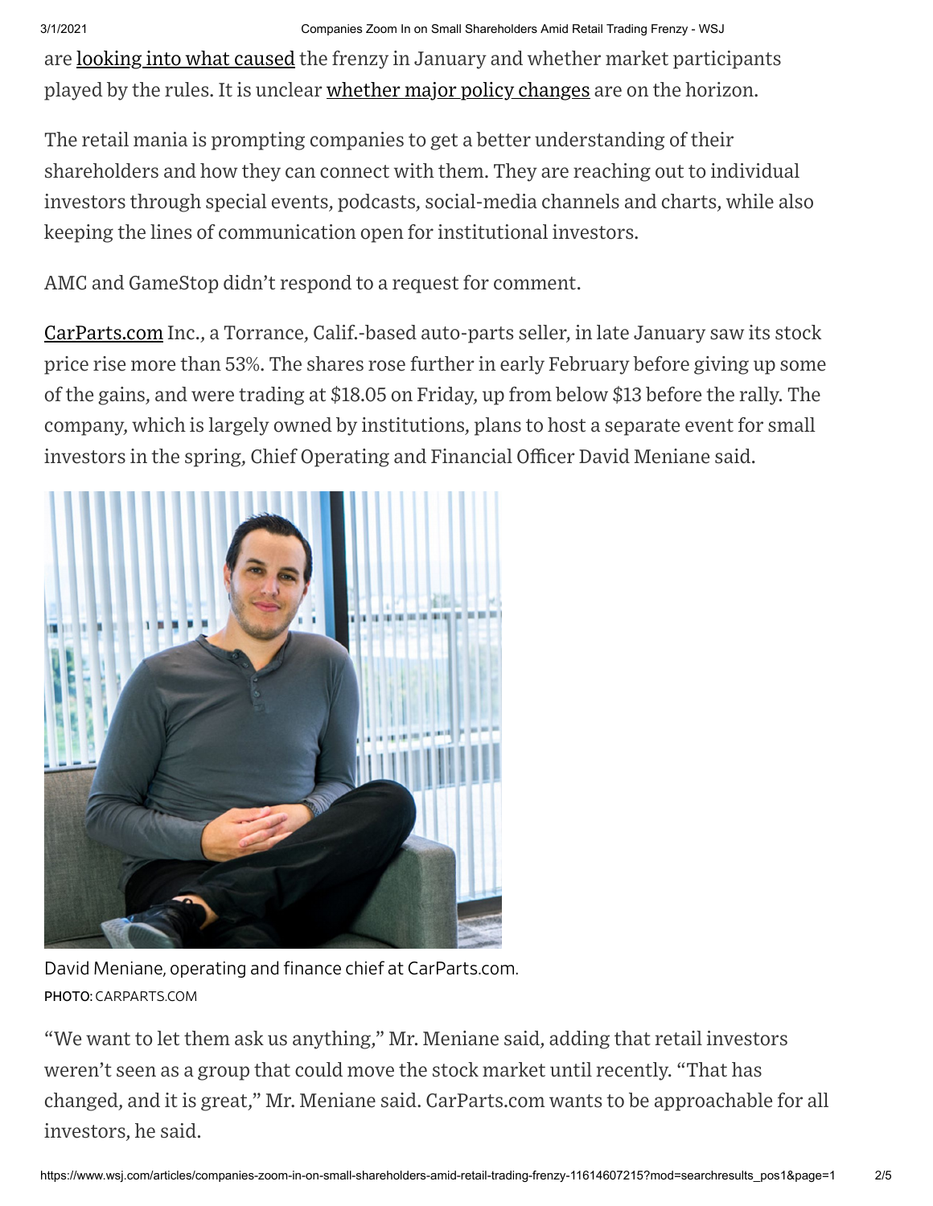are looking into what caused the frenzy in January and whether market participants played by the rules. It is unclear whether major policy changes are on the horizon.

The retail mania is prompting companies to get a better understanding of their shareholders and how they can connect with them. They are reaching out to individual investors through special events, podcasts, social-media channels and charts, while also keeping the lines of communication open for institutional investors.

AMC and GameStop didn't respond to a request for comment.

CarParts.com Inc., a Torrance, Calif.-based auto-parts seller, in late January saw its stock price rise more than 53%. The shares rose further in early February before giving up some of the gains, and were trading at $18.05 on Friday, up from below $13 before the rally. The company, which is largely owned by institutions, plans to host a separate event for small investors in the spring, Chief Operating and Financial Officer David Meniane said.

David Meniane, operating and finance chief at CarParts.com.
PHOTO: CARPARTS.COM

"We want to let them ask us anything," Mr. Meniane said, adding that retail investors weren't seen as a group that could move the stock market until recently. "That has changed, and it is great," Mr. Meniane said. CarParts.com wants to be approachable for all investors, he said.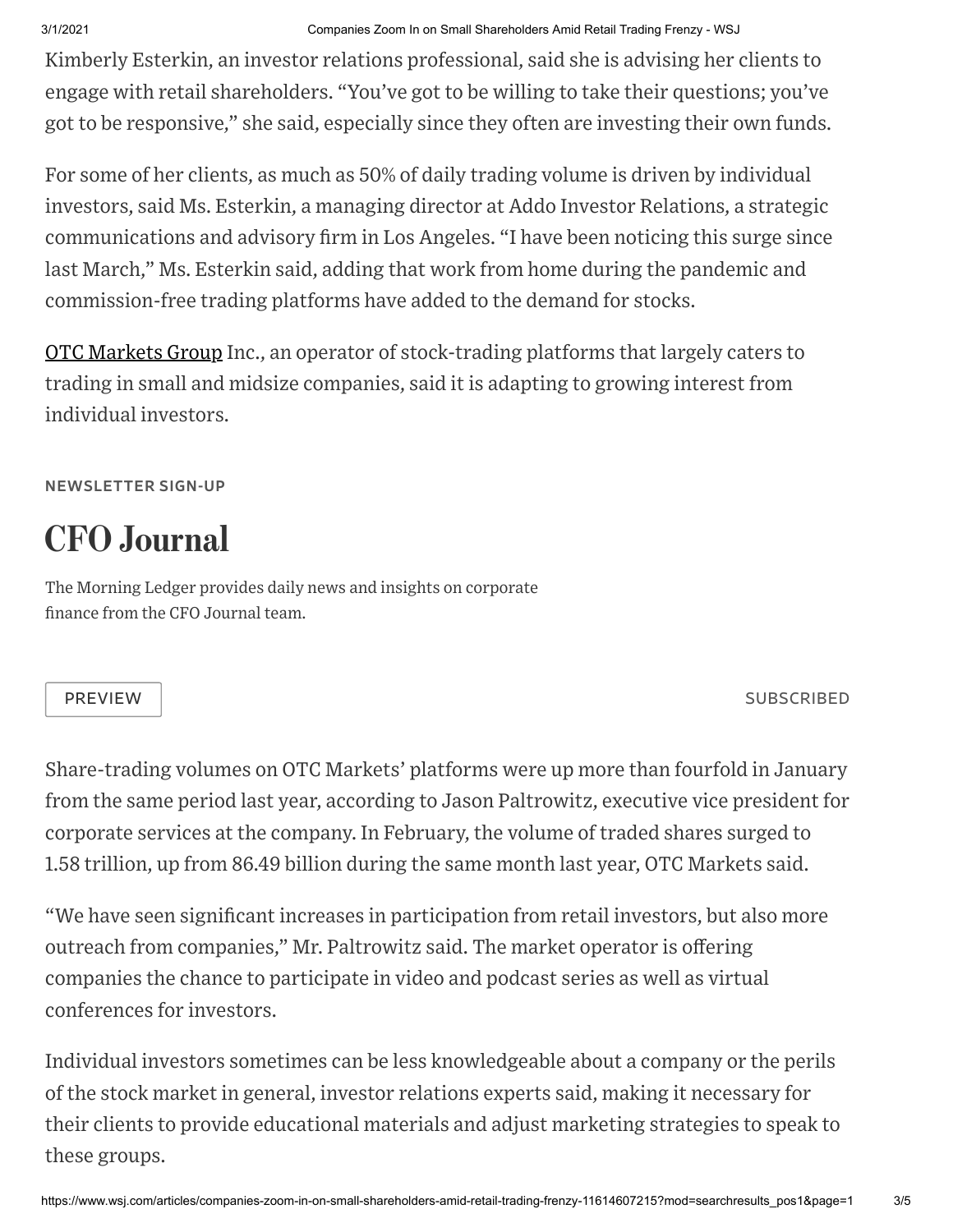Kimberly Esterkin, an investor relations professional, said she is advising her clients to engage with retail shareholders. "You've got to be willing to take their questions; you've got to be responsive," she said, especially since they often are investing their own funds.

For some of her clients, as much as 50% of daily trading volume is driven by individual investors, said Ms. Esterkin, a managing director at Addo Investor Relations, a strategic communications and advisory firm in Los Angeles. "I have been noticing this surge since last March," Ms. Esterkin said, adding that work from home during the pandemic and commission-free trading platforms have added to the demand for stocks.

OTC Markets Group Inc., an operator of stock-trading platforms that largely caters to trading in small and midsize companies, said it is adapting to growing interest from individual investors.

NEWSLETTER SIGN-UP

## CFO Journal

The Morning Ledger provides daily news and insights on corporate finance from the CFO Journal team.

PREVIEW

SUBSCRIBED

Share-trading volumes on OTC Markets' platforms were up more than fourfold in January from the same period last year, according to Jason Paltrowitz, executive vice president for corporate services at the company. In February, the volume of traded shares surged to 1.58 trillion, up from 86.49 billion during the same month last year, OTC Markets said.

"We have seen significant increases in participation from retail investors, but also more outreach from companies," Mr. Paltrowitz said. The market operator is offering companies the chance to participate in video and podcast series as well as virtual conferences for investors.

Individual investors sometimes can be less knowledgeable about a company or the perils of the stock market in general, investor relations experts said, making it necessary for their clients to provide educational materials and adjust marketing strategies to speak to these groups.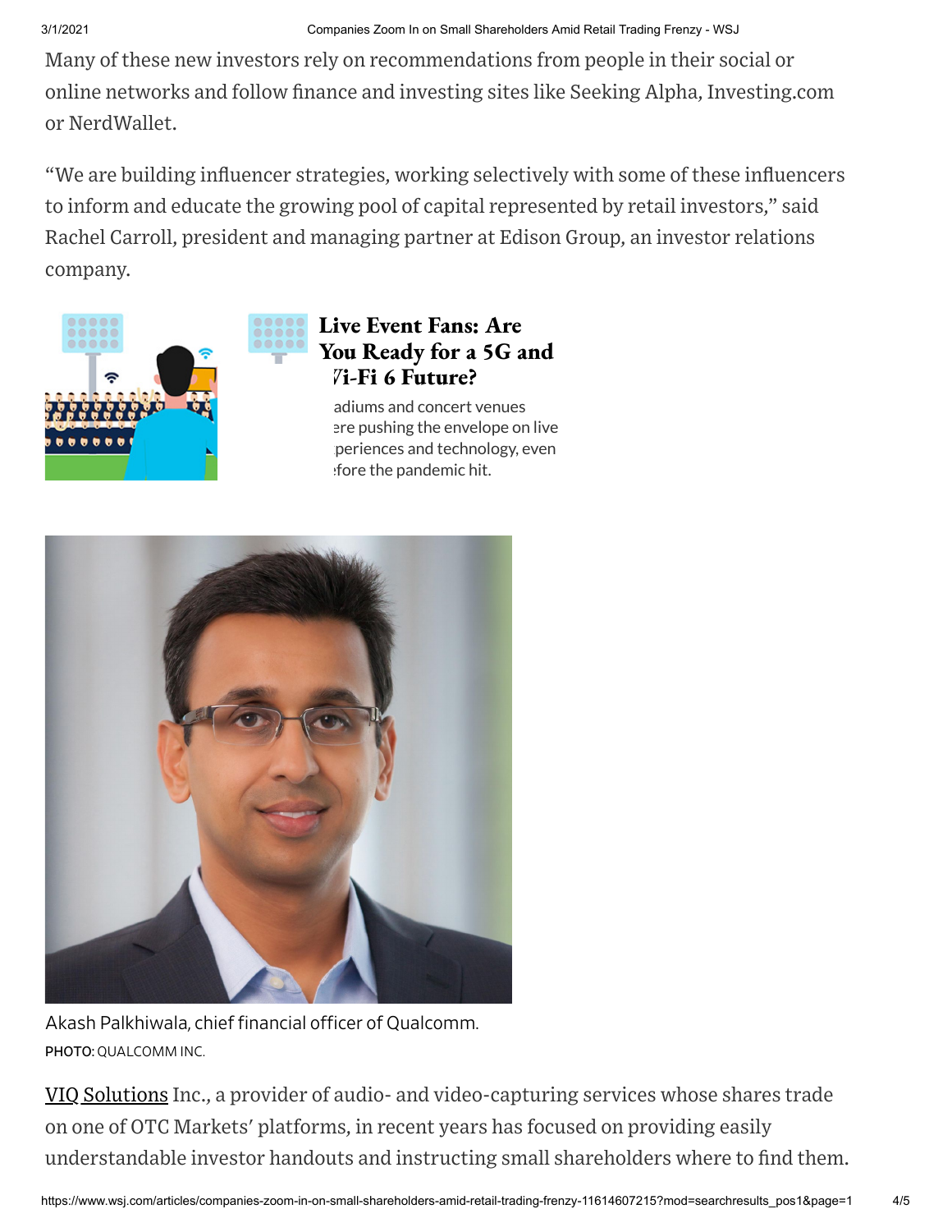Many of these new investors rely on recommendations from people in their social or online networks and follow finance and investing sites like Seeking Alpha, Investing.com or NerdWallet.

"We are building influencer strategies, working selectively with some of these influencers to inform and educate the growing pool of capital represented by retail investors," said Rachel Carroll, president and managing partner at Edison Group, an investor relations company.

**Live Event Fans: Are You Ready for a 5G and Wi-Fi 6 Future?**

Stadiums and concert venues were pushing the envelope on live experiences and technology, even before the pandemic hit.

Akash Palkhiwala, chief financial officer of Qualcomm.
PHOTO: QUALCOMM INC.

VIQ Solutions Inc., a provider of audio- and video-capturing services whose shares trade on one of OTC Markets' platforms, in recent years has focused on providing easily understandable investor handouts and instructing small shareholders where to find them.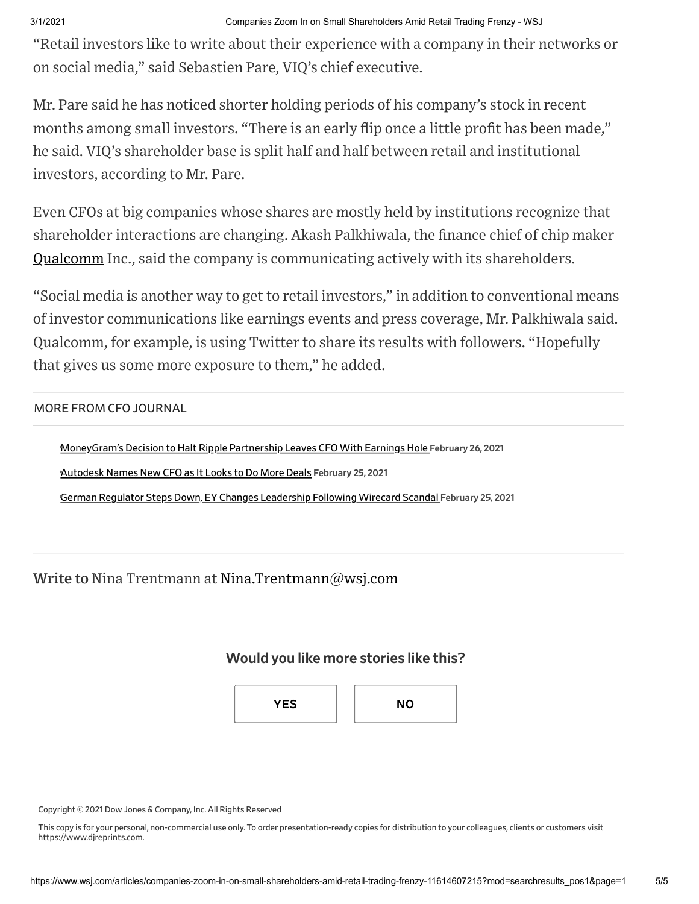"Retail investors like to write about their experience with a company in their networks or on social media," said Sebastien Pare, VIQ's chief executive.

Mr. Pare said he has noticed shorter holding periods of his company's stock in recent months among small investors. "There is an early flip once a little profit has been made," he said. VIQ's shareholder base is split half and half between retail and institutional investors, according to Mr. Pare.

Even CFOs at big companies whose shares are mostly held by institutions recognize that shareholder interactions are changing. Akash Palkhiwala, the finance chief of chip maker Qualcomm Inc., said the company is communicating actively with its shareholders.

"Social media is another way to get to retail investors," in addition to conventional means of investor communications like earnings events and press coverage, Mr. Palkhiwala said. Qualcomm, for example, is using Twitter to share its results with followers. "Hopefully that gives us some more exposure to them," he added.

MORE FROM CFO JOURNAL

- MoneyGram's Decision to Halt Ripple Partnership Leaves CFO With Earnings Hole **February 26, 2021**
- Autodesk Names New CFO as It Looks to Do More Deals **February 25, 2021**
- German Regulator Steps Down, EY Changes Leadership Following Wirecard Scandal **February 25, 2021**

**Write to** Nina Trentmann at Nina.Trentmann@wsj.com

**Would you like more stories like this?**

YES | NO

Copyright © 2021 Dow Jones & Company, Inc. All Rights Reserved

This copy is for your personal, non-commercial use only. To order presentation-ready copies for distribution to your colleagues, clients or customers visit https://www.djreprints.com.